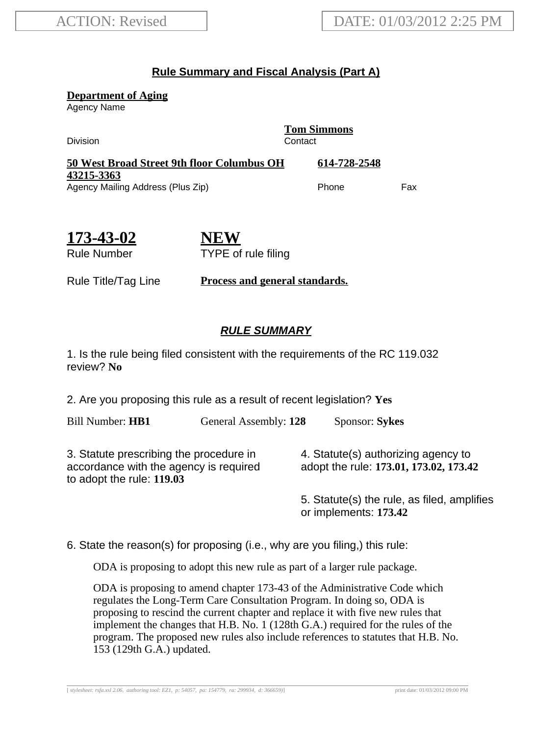ACTION: Revised

DATE: 01/03/2012 2:25 PM

## Rule Summary and Fiscal Analysis (Part A)

**Department of Aging**
Agency Name

Division

**Tom Simmons**
Contact

**50 West Broad Street 9th floor Columbus OH 43215-3363**
Agency Mailing Address (Plus Zip)

**614-728-2548**
Phone

Fax

**173-43-02**
Rule Number

**NEW**
TYPE of rule filing

Rule Title/Tag Line **Process and general standards.**

### *RULE SUMMARY*

1. Is the rule being filed consistent with the requirements of the RC 119.032 review? **No**

2. Are you proposing this rule as a result of recent legislation? **Yes**

Bill Number: **HB1** General Assembly: **128** Sponsor: **Sykes**

3. Statute prescribing the procedure in accordance with the agency is required to adopt the rule: **119.03**

4. Statute(s) authorizing agency to adopt the rule: **173.01, 173.02, 173.42**

5. Statute(s) the rule, as filed, amplifies or implements: **173.42**

6. State the reason(s) for proposing (i.e., why are you filing,) this rule:

ODA is proposing to adopt this new rule as part of a larger rule package.

ODA is proposing to amend chapter 173-43 of the Administrative Code which regulates the Long-Term Care Consultation Program. In doing so, ODA is proposing to rescind the current chapter and replace it with five new rules that implement the changes that H.B. No. 1 (128th G.A.) required for the rules of the program. The proposed new rules also include references to statutes that H.B. No. 153 (129th G.A.) updated.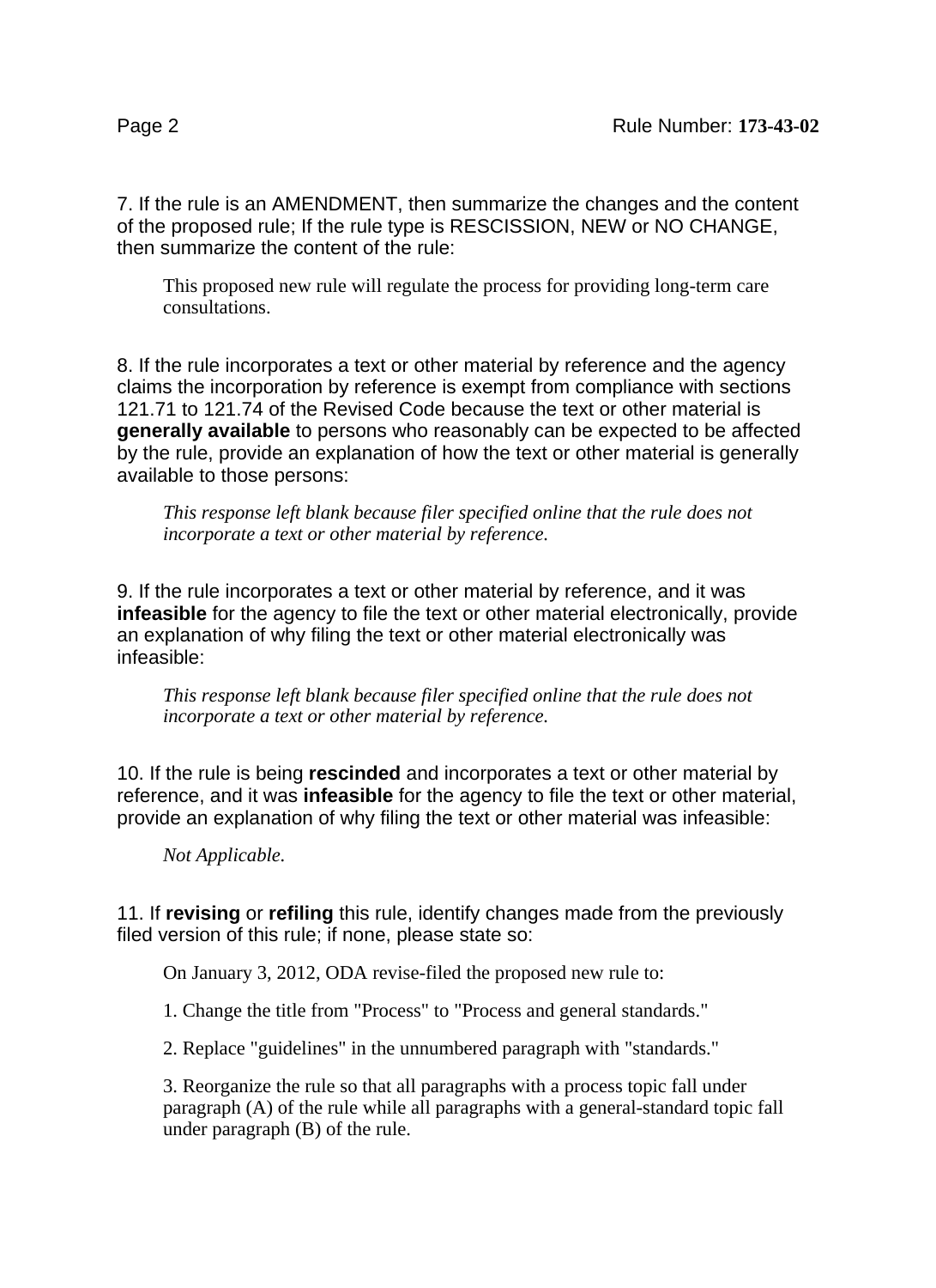7. If the rule is an AMENDMENT, then summarize the changes and the content of the proposed rule; If the rule type is RESCISSION, NEW or NO CHANGE, then summarize the content of the rule:

This proposed new rule will regulate the process for providing long-term care consultations.

8. If the rule incorporates a text or other material by reference and the agency claims the incorporation by reference is exempt from compliance with sections 121.71 to 121.74 of the Revised Code because the text or other material is **generally available** to persons who reasonably can be expected to be affected by the rule, provide an explanation of how the text or other material is generally available to those persons:

*This response left blank because filer specified online that the rule does not incorporate a text or other material by reference.*

9. If the rule incorporates a text or other material by reference, and it was **infeasible** for the agency to file the text or other material electronically, provide an explanation of why filing the text or other material electronically was infeasible:

*This response left blank because filer specified online that the rule does not incorporate a text or other material by reference.*

10. If the rule is being **rescinded** and incorporates a text or other material by reference, and it was **infeasible** for the agency to file the text or other material, provide an explanation of why filing the text or other material was infeasible:

*Not Applicable.*

11. If **revising** or **refiling** this rule, identify changes made from the previously filed version of this rule; if none, please state so:

On January 3, 2012, ODA revise-filed the proposed new rule to:

1. Change the title from "Process" to "Process and general standards."

2. Replace "guidelines" in the unnumbered paragraph with "standards."

3. Reorganize the rule so that all paragraphs with a process topic fall under paragraph (A) of the rule while all paragraphs with a general-standard topic fall under paragraph (B) of the rule.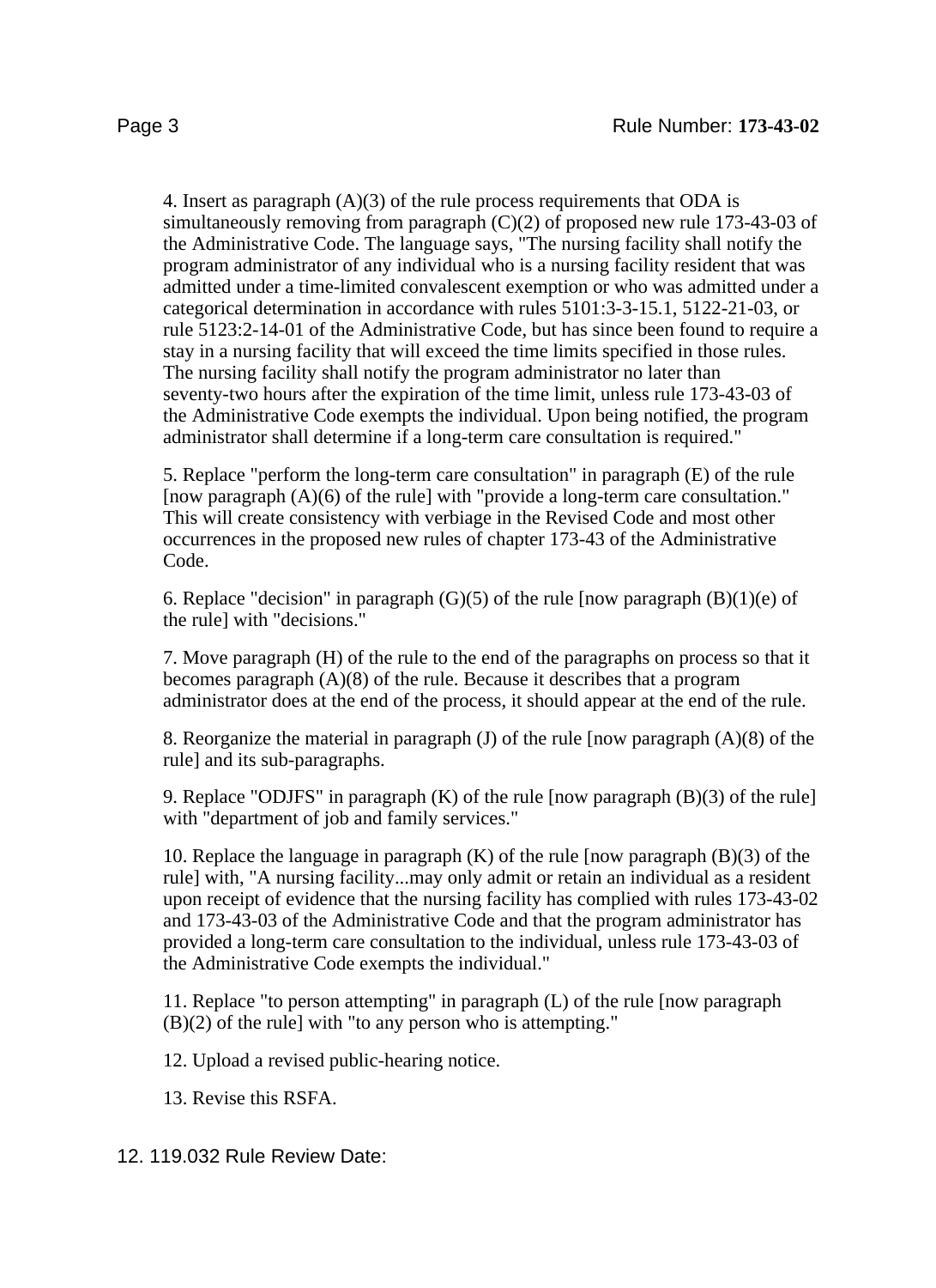4. Insert as paragraph (A)(3) of the rule process requirements that ODA is simultaneously removing from paragraph (C)(2) of proposed new rule 173-43-03 of the Administrative Code. The language says, "The nursing facility shall notify the program administrator of any individual who is a nursing facility resident that was admitted under a time-limited convalescent exemption or who was admitted under a categorical determination in accordance with rules 5101:3-3-15.1, 5122-21-03, or rule 5123:2-14-01 of the Administrative Code, but has since been found to require a stay in a nursing facility that will exceed the time limits specified in those rules. The nursing facility shall notify the program administrator no later than seventy-two hours after the expiration of the time limit, unless rule 173-43-03 of the Administrative Code exempts the individual. Upon being notified, the program administrator shall determine if a long-term care consultation is required."

5. Replace "perform the long-term care consultation" in paragraph (E) of the rule [now paragraph (A)(6) of the rule] with "provide a long-term care consultation." This will create consistency with verbiage in the Revised Code and most other occurrences in the proposed new rules of chapter 173-43 of the Administrative Code.

6. Replace "decision" in paragraph (G)(5) of the rule [now paragraph (B)(1)(e) of the rule] with "decisions."

7. Move paragraph (H) of the rule to the end of the paragraphs on process so that it becomes paragraph (A)(8) of the rule. Because it describes that a program administrator does at the end of the process, it should appear at the end of the rule.

8. Reorganize the material in paragraph (J) of the rule [now paragraph (A)(8) of the rule] and its sub-paragraphs.

9. Replace "ODJFS" in paragraph (K) of the rule [now paragraph (B)(3) of the rule] with "department of job and family services."

10. Replace the language in paragraph (K) of the rule [now paragraph (B)(3) of the rule] with, "A nursing facility...may only admit or retain an individual as a resident upon receipt of evidence that the nursing facility has complied with rules 173-43-02 and 173-43-03 of the Administrative Code and that the program administrator has provided a long-term care consultation to the individual, unless rule 173-43-03 of the Administrative Code exempts the individual."

11. Replace "to person attempting" in paragraph (L) of the rule [now paragraph (B)(2) of the rule] with "to any person who is attempting."

12. Upload a revised public-hearing notice.

13. Revise this RSFA.

12. 119.032 Rule Review Date: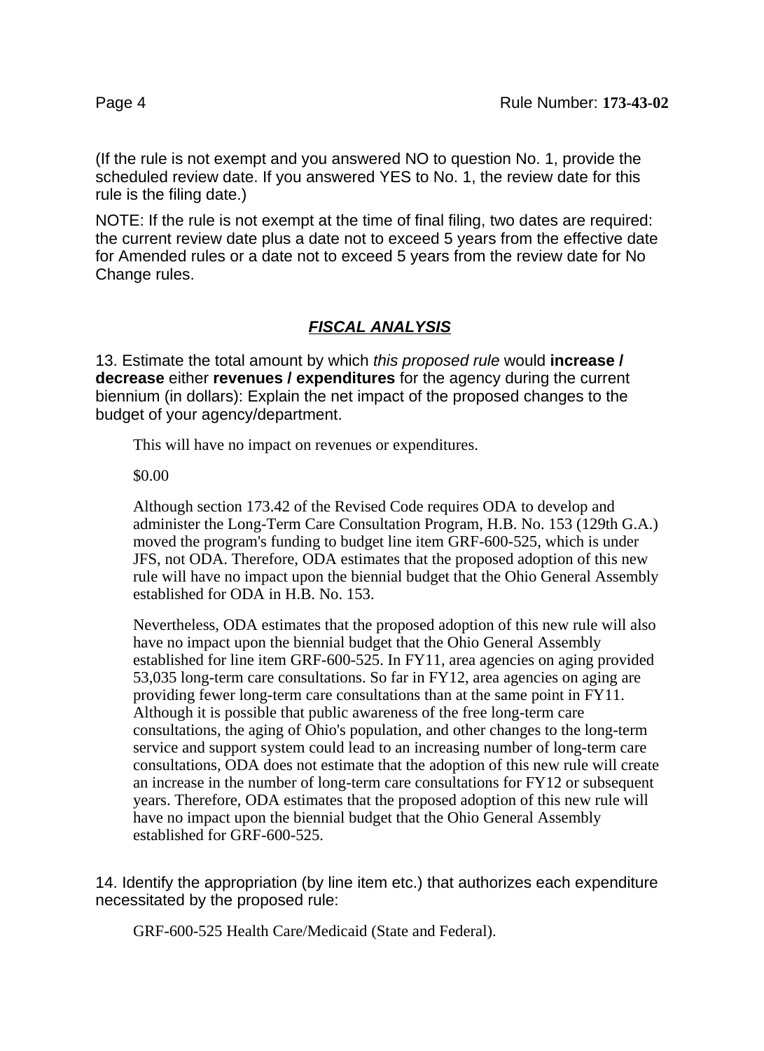(If the rule is not exempt and you answered NO to question No. 1, provide the scheduled review date. If you answered YES to No. 1, the review date for this rule is the filing date.)

NOTE: If the rule is not exempt at the time of final filing, two dates are required: the current review date plus a date not to exceed 5 years from the effective date for Amended rules or a date not to exceed 5 years from the review date for No Change rules.

## ***FISCAL ANALYSIS***

13. Estimate the total amount by which *this proposed rule* would **increase / decrease** either **revenues / expenditures** for the agency during the current biennium (in dollars): Explain the net impact of the proposed changes to the budget of your agency/department.

> This will have no impact on revenues or expenditures.
>
> $0.00
>
> Although section 173.42 of the Revised Code requires ODA to develop and administer the Long-Term Care Consultation Program, H.B. No. 153 (129th G.A.) moved the program's funding to budget line item GRF-600-525, which is under JFS, not ODA. Therefore, ODA estimates that the proposed adoption of this new rule will have no impact upon the biennial budget that the Ohio General Assembly established for ODA in H.B. No. 153.
>
> Nevertheless, ODA estimates that the proposed adoption of this new rule will also have no impact upon the biennial budget that the Ohio General Assembly established for line item GRF-600-525. In FY11, area agencies on aging provided 53,035 long-term care consultations. So far in FY12, area agencies on aging are providing fewer long-term care consultations than at the same point in FY11. Although it is possible that public awareness of the free long-term care consultations, the aging of Ohio's population, and other changes to the long-term service and support system could lead to an increasing number of long-term care consultations, ODA does not estimate that the adoption of this new rule will create an increase in the number of long-term care consultations for FY12 or subsequent years. Therefore, ODA estimates that the proposed adoption of this new rule will have no impact upon the biennial budget that the Ohio General Assembly established for GRF-600-525.

14. Identify the appropriation (by line item etc.) that authorizes each expenditure necessitated by the proposed rule:

> GRF-600-525 Health Care/Medicaid (State and Federal).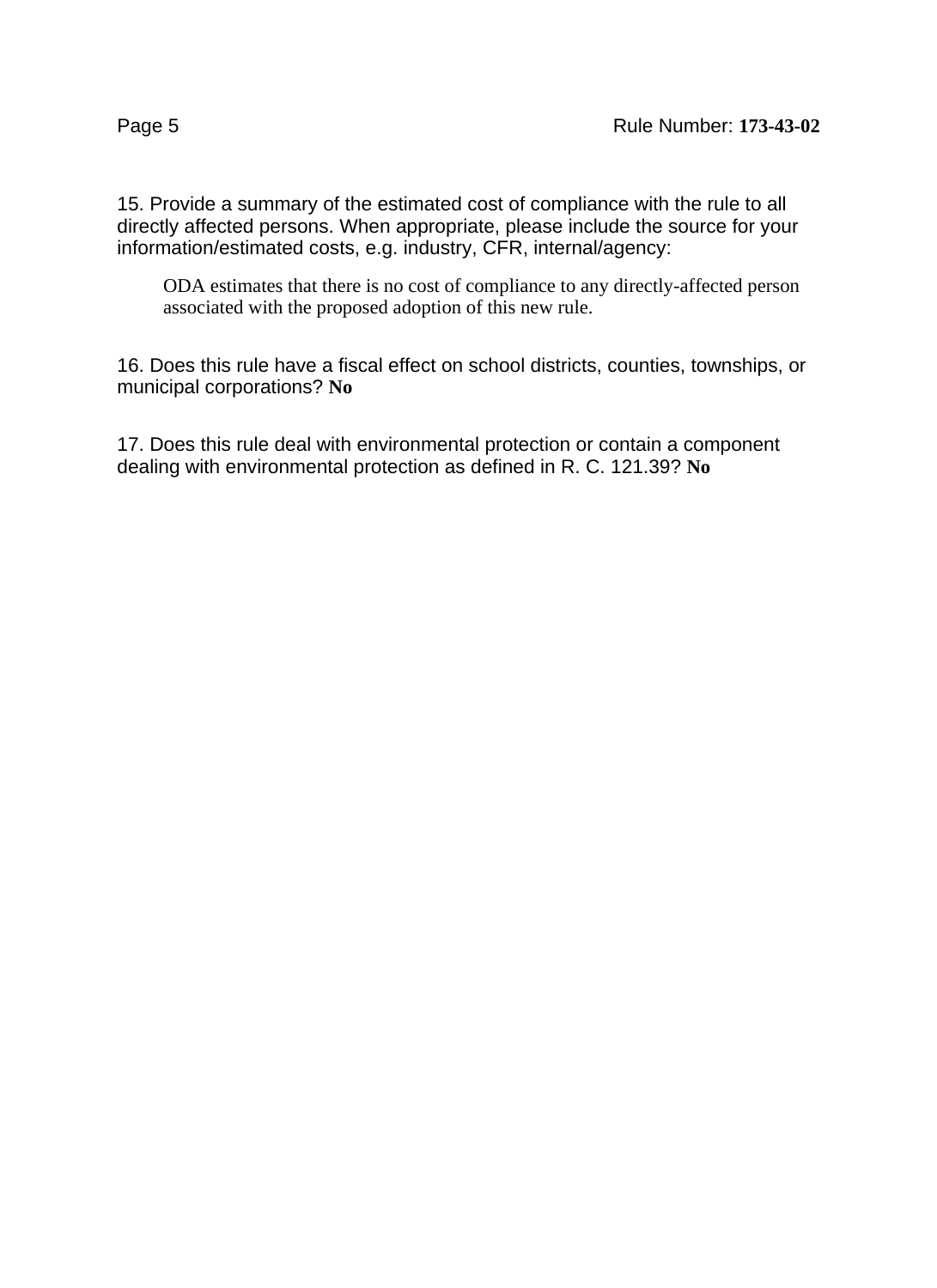15. Provide a summary of the estimated cost of compliance with the rule to all directly affected persons. When appropriate, please include the source for your information/estimated costs, e.g. industry, CFR, internal/agency:

> ODA estimates that there is no cost of compliance to any directly-affected person associated with the proposed adoption of this new rule.

16. Does this rule have a fiscal effect on school districts, counties, townships, or municipal corporations? **No**

17. Does this rule deal with environmental protection or contain a component dealing with environmental protection as defined in R. C. 121.39? **No**